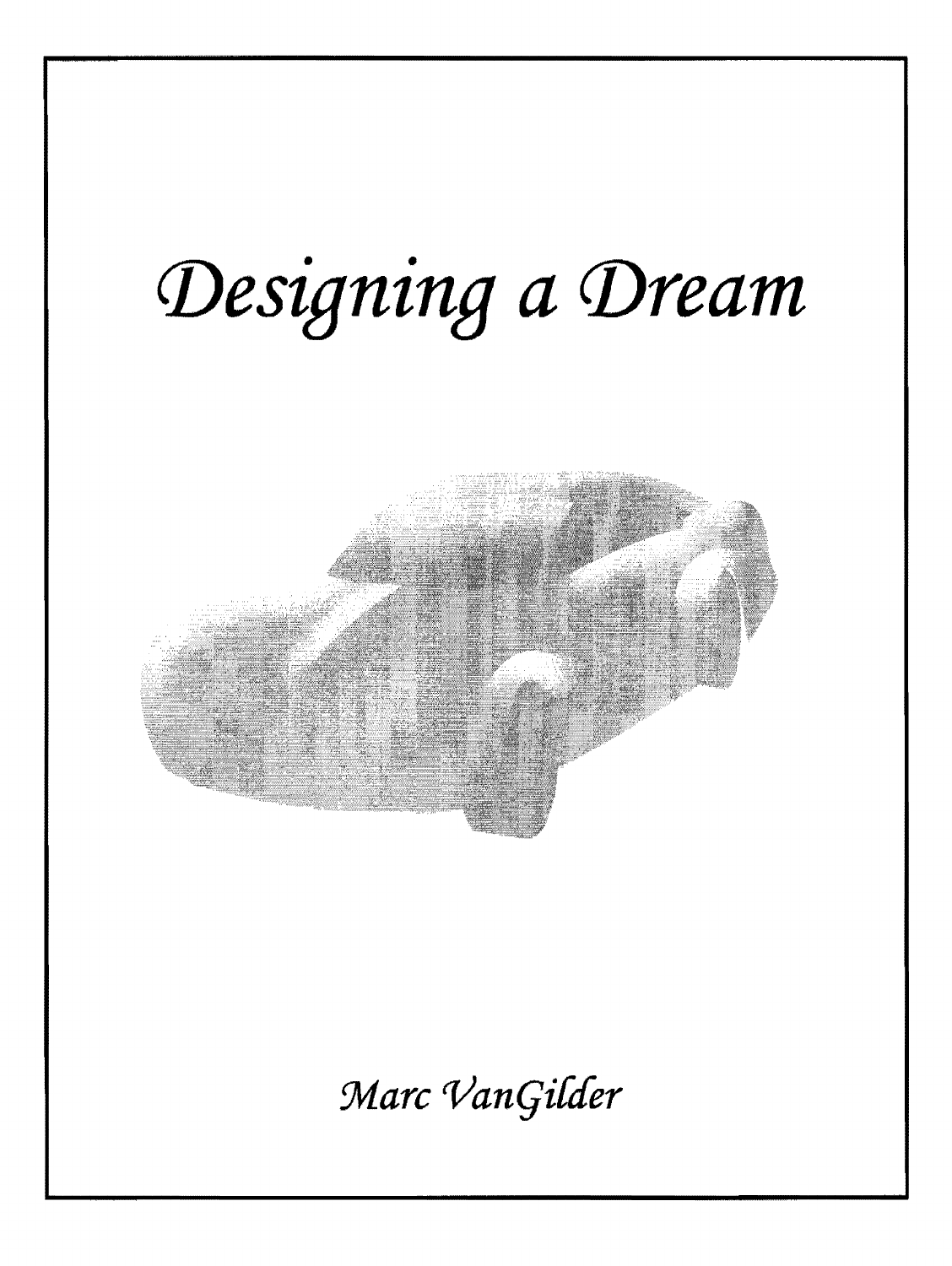# *Designing a Dream*

*Marc VanGilder*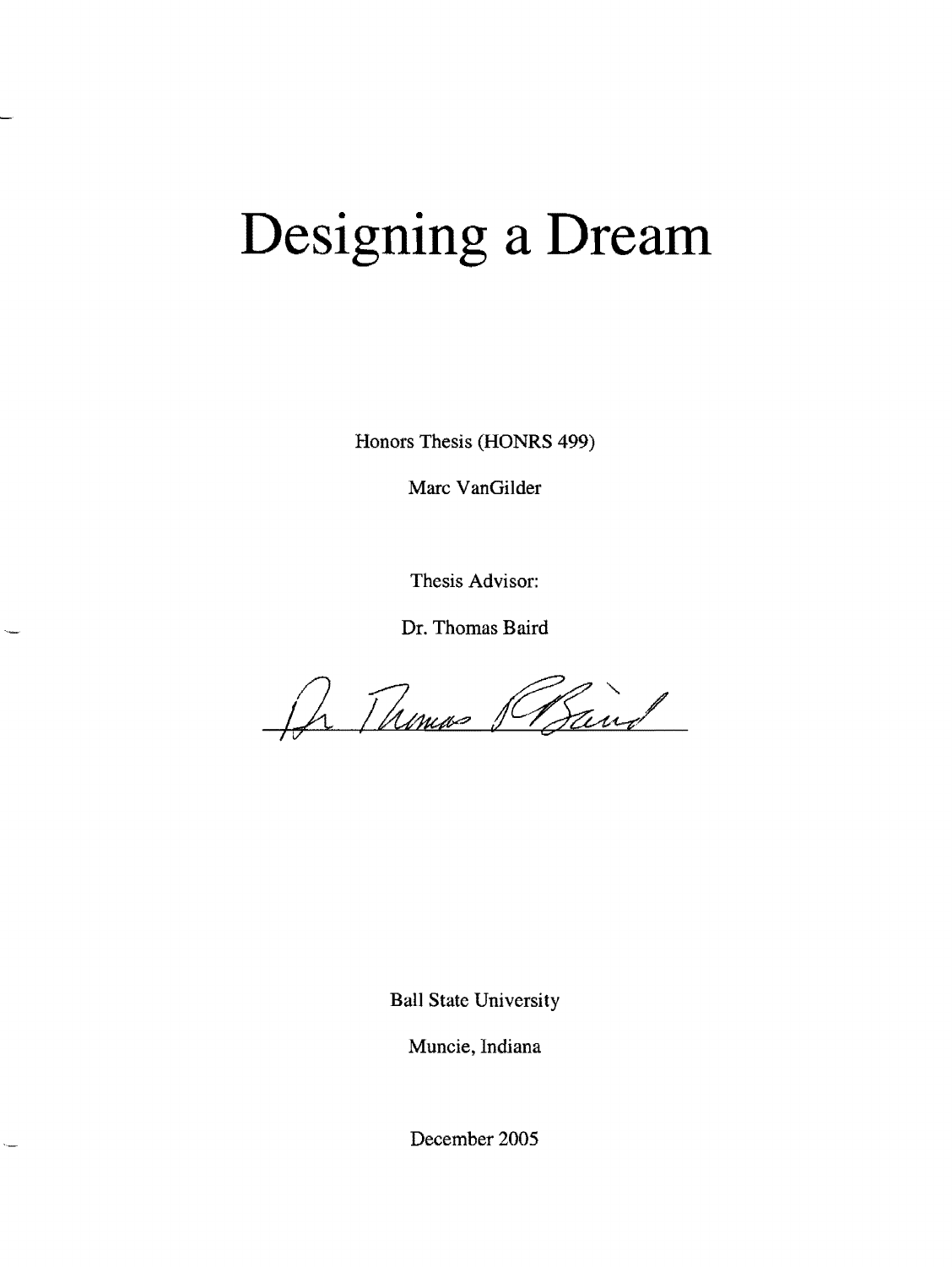# Designing a Dream

Honors Thesis (HONRS 499)

Marc VanGilder

Thesis Advisor:

Dr. Thomas Baird

Dr Thomas R Baird

Ball State University

Muncie, Indiana

December 2005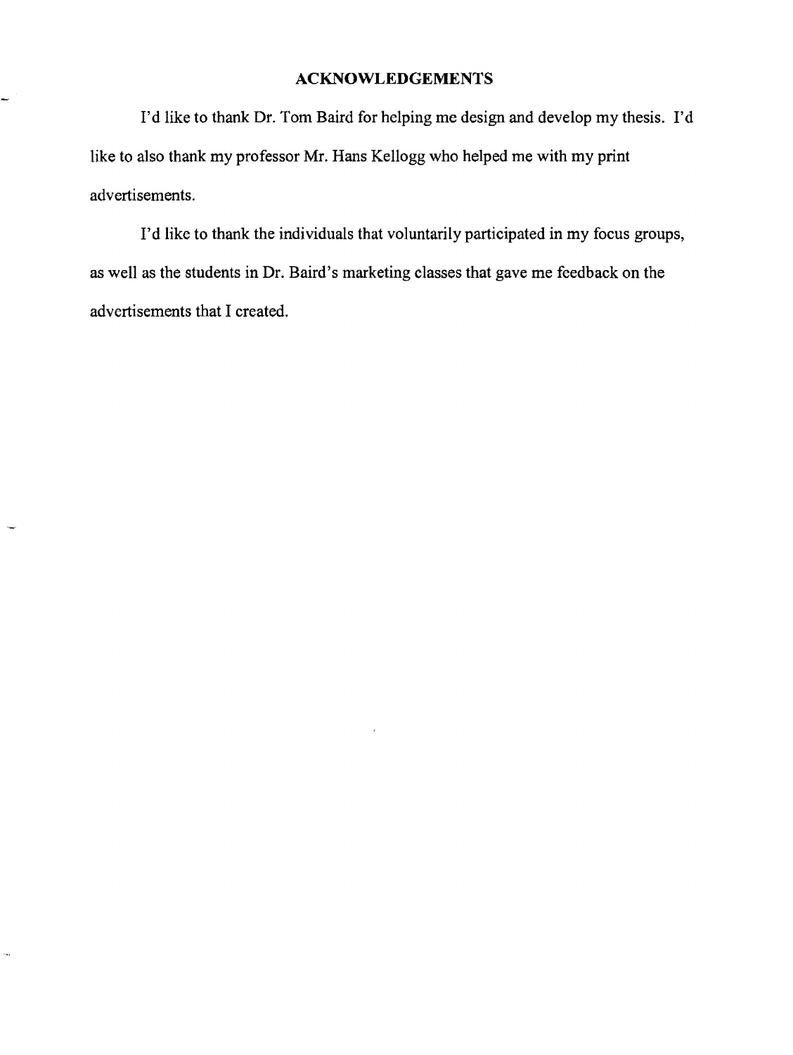## ACKNOWLEDGEMENTS

I'd like to thank Dr. Tom Baird for helping me design and develop my thesis. I'd like to also thank my professor Mr. Hans Kellogg who helped me with my print advertisements.

I'd like to thank the individuals that voluntarily participated in my focus groups, as well as the students in Dr. Baird's marketing classes that gave me feedback on the advertisements that I created.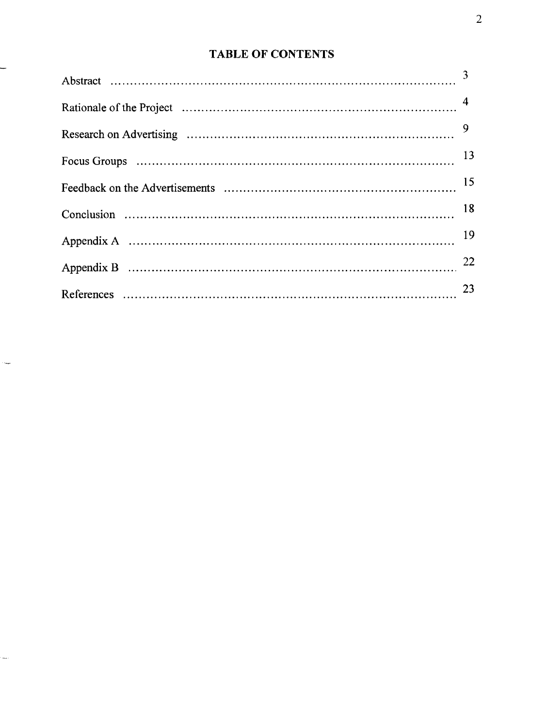# TABLE OF CONTENTS

| | |
|---|---|
| Abstract | 3 |
| Rationale of the Project | 4 |
| Research on Advertising | 9 |
| Focus Groups | 13 |
| Feedback on the Advertisements | 15 |
| Conclusion | 18 |
| Appendix A | 19 |
| Appendix B | 22 |
| References | 23 |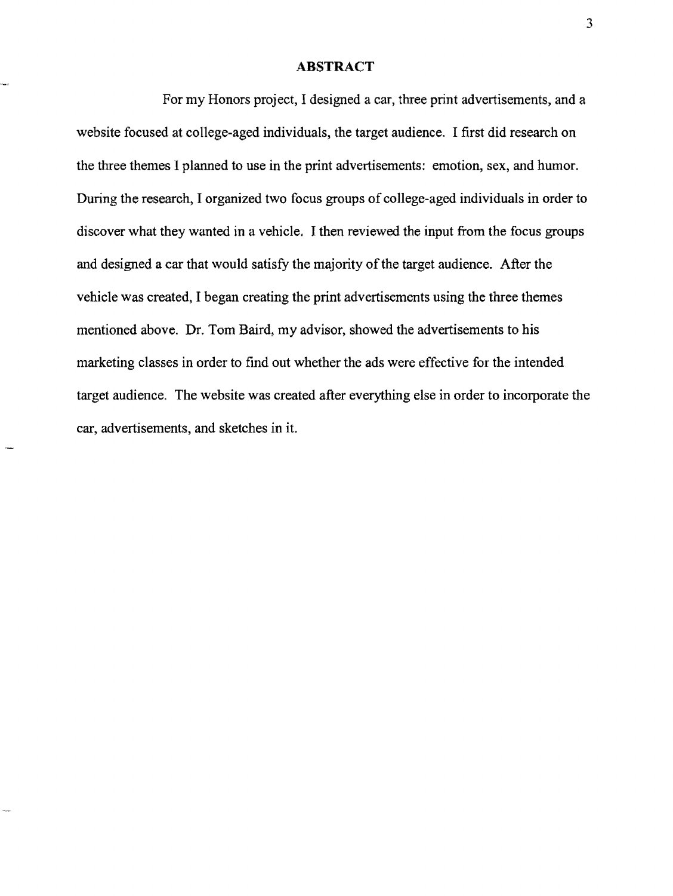## ABSTRACT

For my Honors project, I designed a car, three print advertisements, and a website focused at college-aged individuals, the target audience. I first did research on the three themes I planned to use in the print advertisements: emotion, sex, and humor. During the research, I organized two focus groups of college-aged individuals in order to discover what they wanted in a vehicle. I then reviewed the input from the focus groups and designed a car that would satisfy the majority of the target audience. After the vehicle was created, I began creating the print advertisements using the three themes mentioned above. Dr. Tom Baird, my advisor, showed the advertisements to his marketing classes in order to find out whether the ads were effective for the intended target audience. The website was created after everything else in order to incorporate the car, advertisements, and sketches in it.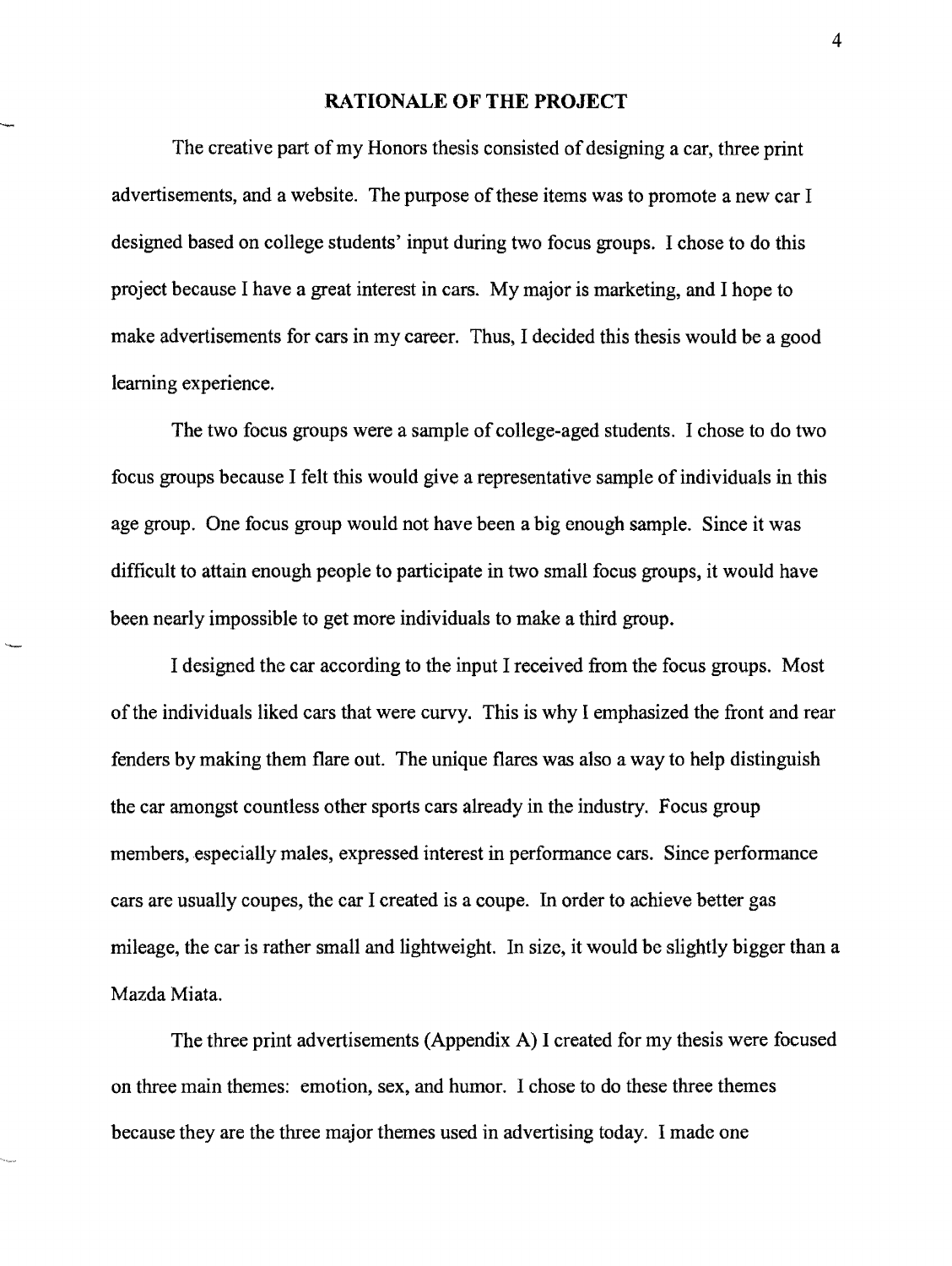## RATIONALE OF THE PROJECT

The creative part of my Honors thesis consisted of designing a car, three print advertisements, and a website. The purpose of these items was to promote a new car I designed based on college students' input during two focus groups. I chose to do this project because I have a great interest in cars. My major is marketing, and I hope to make advertisements for cars in my career. Thus, I decided this thesis would be a good learning experience.

The two focus groups were a sample of college-aged students. I chose to do two focus groups because I felt this would give a representative sample of individuals in this age group. One focus group would not have been a big enough sample. Since it was difficult to attain enough people to participate in two small focus groups, it would have been nearly impossible to get more individuals to make a third group.

I designed the car according to the input I received from the focus groups. Most of the individuals liked cars that were curvy. This is why I emphasized the front and rear fenders by making them flare out. The unique flares was also a way to help distinguish the car amongst countless other sports cars already in the industry. Focus group members, especially males, expressed interest in performance cars. Since performance cars are usually coupes, the car I created is a coupe. In order to achieve better gas mileage, the car is rather small and lightweight. In size, it would be slightly bigger than a Mazda Miata.

The three print advertisements (Appendix A) I created for my thesis were focused on three main themes: emotion, sex, and humor. I chose to do these three themes because they are the three major themes used in advertising today. I made one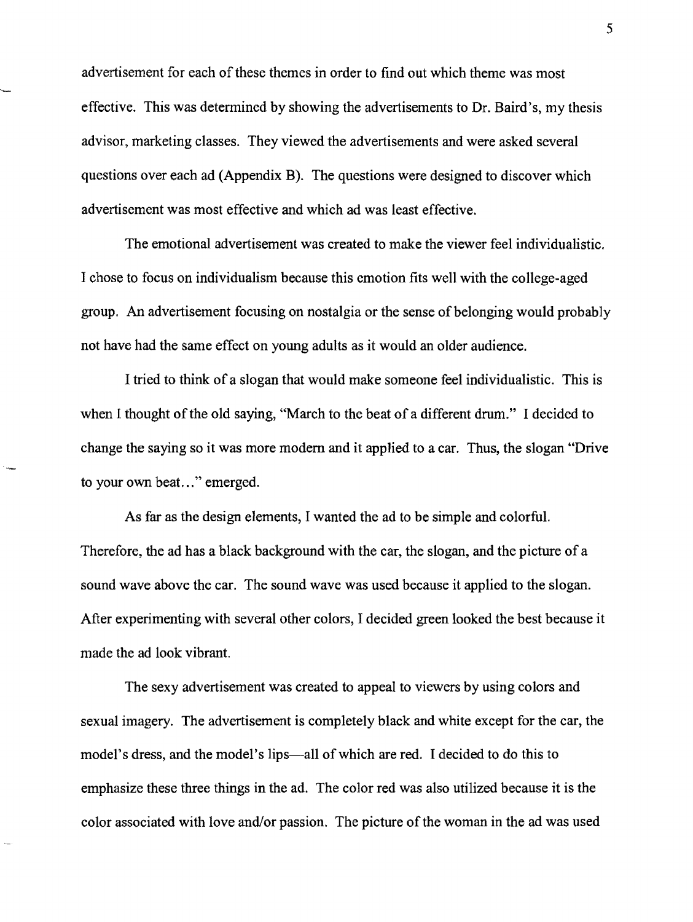advertisement for each of these themes in order to find out which theme was most effective. This was determined by showing the advertisements to Dr. Baird's, my thesis advisor, marketing classes. They viewed the advertisements and were asked several questions over each ad (Appendix B). The questions were designed to discover which advertisement was most effective and which ad was least effective.

The emotional advertisement was created to make the viewer feel individualistic. I chose to focus on individualism because this emotion fits well with the college-aged group. An advertisement focusing on nostalgia or the sense of belonging would probably not have had the same effect on young adults as it would an older audience.

I tried to think of a slogan that would make someone feel individualistic. This is when I thought of the old saying, "March to the beat of a different drum." I decided to change the saying so it was more modern and it applied to a car. Thus, the slogan "Drive to your own beat..." emerged.

As far as the design elements, I wanted the ad to be simple and colorful. Therefore, the ad has a black background with the car, the slogan, and the picture of a sound wave above the car. The sound wave was used because it applied to the slogan. After experimenting with several other colors, I decided green looked the best because it made the ad look vibrant.

The sexy advertisement was created to appeal to viewers by using colors and sexual imagery. The advertisement is completely black and white except for the car, the model's dress, and the model's lips—all of which are red. I decided to do this to emphasize these three things in the ad. The color red was also utilized because it is the color associated with love and/or passion. The picture of the woman in the ad was used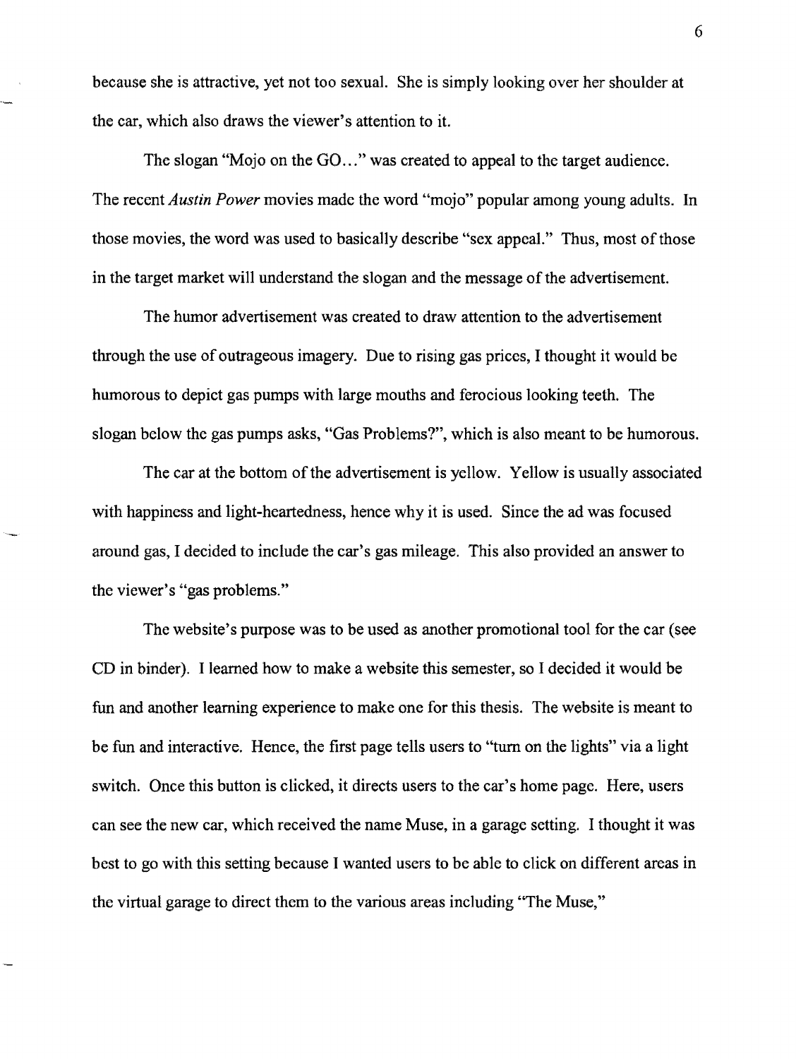because she is attractive, yet not too sexual. She is simply looking over her shoulder at the car, which also draws the viewer's attention to it.

The slogan "Mojo on the GO..." was created to appeal to the target audience. The recent *Austin Power* movies made the word "mojo" popular among young adults. In those movies, the word was used to basically describe "sex appeal." Thus, most of those in the target market will understand the slogan and the message of the advertisement.

The humor advertisement was created to draw attention to the advertisement through the use of outrageous imagery. Due to rising gas prices, I thought it would be humorous to depict gas pumps with large mouths and ferocious looking teeth. The slogan below the gas pumps asks, "Gas Problems?", which is also meant to be humorous.

The car at the bottom of the advertisement is yellow. Yellow is usually associated with happiness and light-heartedness, hence why it is used. Since the ad was focused around gas, I decided to include the car's gas mileage. This also provided an answer to the viewer's "gas problems."

The website's purpose was to be used as another promotional tool for the car (see CD in binder). I learned how to make a website this semester, so I decided it would be fun and another learning experience to make one for this thesis. The website is meant to be fun and interactive. Hence, the first page tells users to "turn on the lights" via a light switch. Once this button is clicked, it directs users to the car's home page. Here, users can see the new car, which received the name Muse, in a garage setting. I thought it was best to go with this setting because I wanted users to be able to click on different areas in the virtual garage to direct them to the various areas including "The Muse,"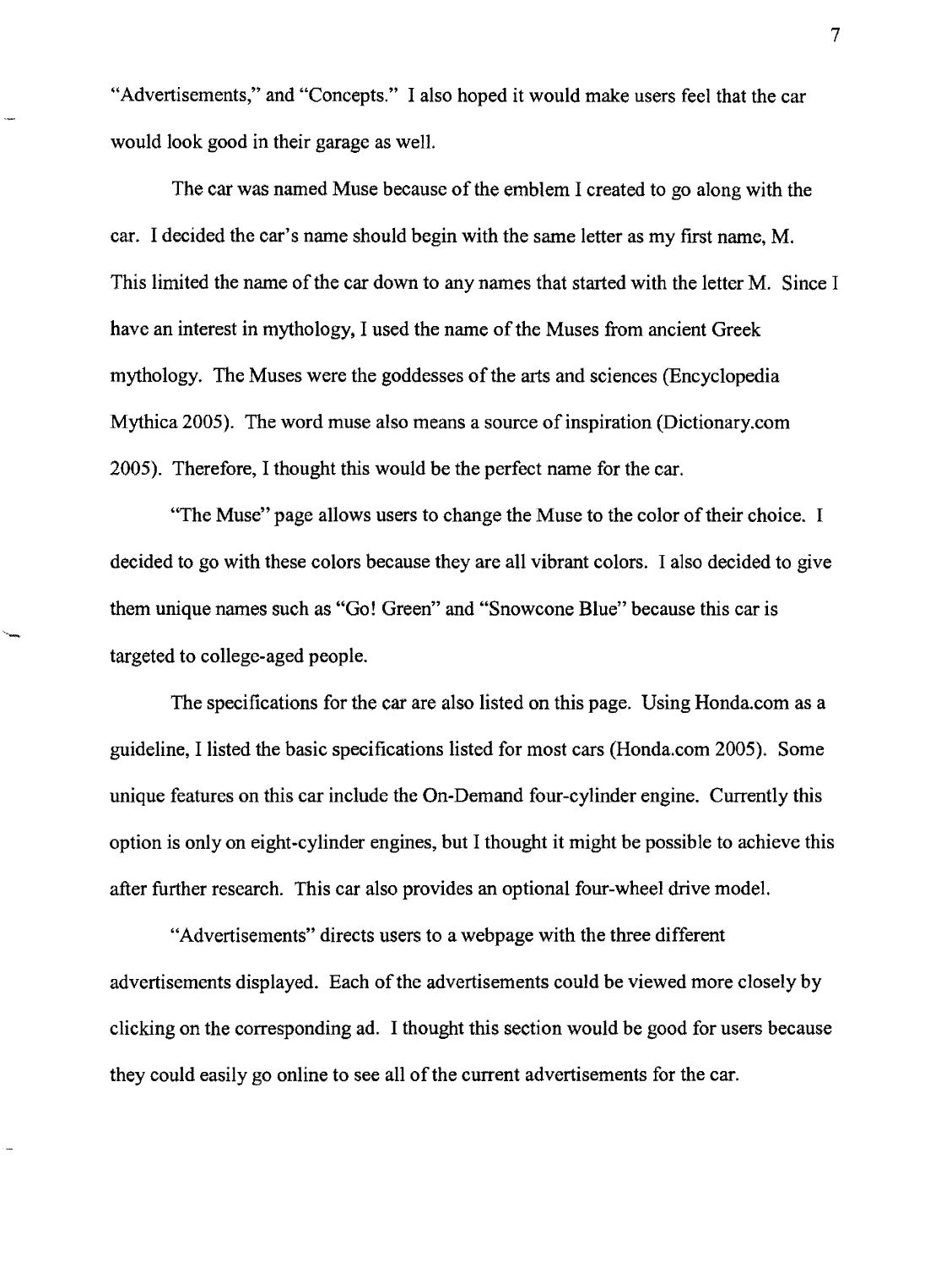"Advertisements," and "Concepts." I also hoped it would make users feel that the car would look good in their garage as well.

The car was named Muse because of the emblem I created to go along with the car. I decided the car's name should begin with the same letter as my first name, M. This limited the name of the car down to any names that started with the letter M. Since I have an interest in mythology, I used the name of the Muses from ancient Greek mythology. The Muses were the goddesses of the arts and sciences (Encyclopedia Mythica 2005). The word muse also means a source of inspiration (Dictionary.com 2005). Therefore, I thought this would be the perfect name for the car.

"The Muse" page allows users to change the Muse to the color of their choice. I decided to go with these colors because they are all vibrant colors. I also decided to give them unique names such as "Go! Green" and "Snowcone Blue" because this car is targeted to college-aged people.

The specifications for the car are also listed on this page. Using Honda.com as a guideline, I listed the basic specifications listed for most cars (Honda.com 2005). Some unique features on this car include the On-Demand four-cylinder engine. Currently this option is only on eight-cylinder engines, but I thought it might be possible to achieve this after further research. This car also provides an optional four-wheel drive model.

"Advertisements" directs users to a webpage with the three different advertisements displayed. Each of the advertisements could be viewed more closely by clicking on the corresponding ad. I thought this section would be good for users because they could easily go online to see all of the current advertisements for the car.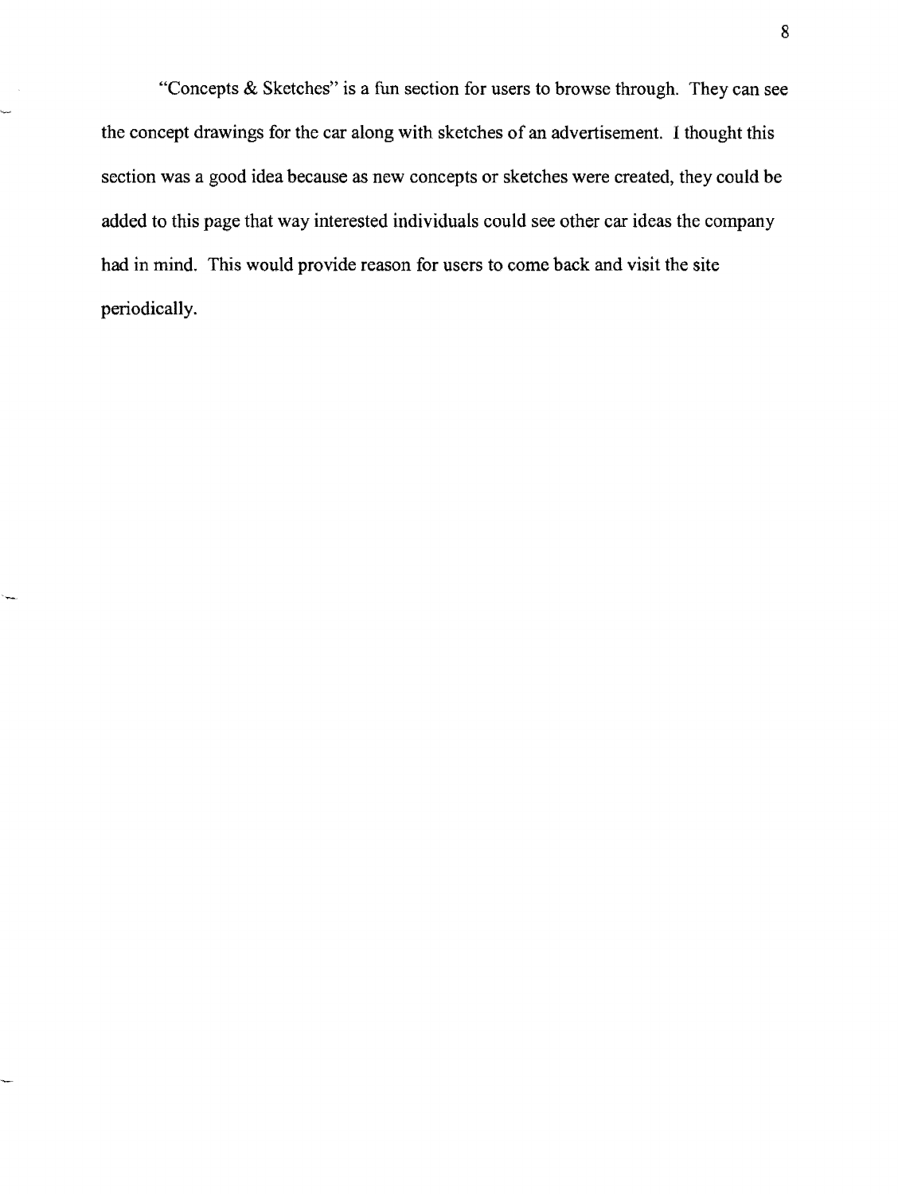"Concepts & Sketches" is a fun section for users to browse through. They can see the concept drawings for the car along with sketches of an advertisement. I thought this section was a good idea because as new concepts or sketches were created, they could be added to this page that way interested individuals could see other car ideas the company had in mind. This would provide reason for users to come back and visit the site periodically.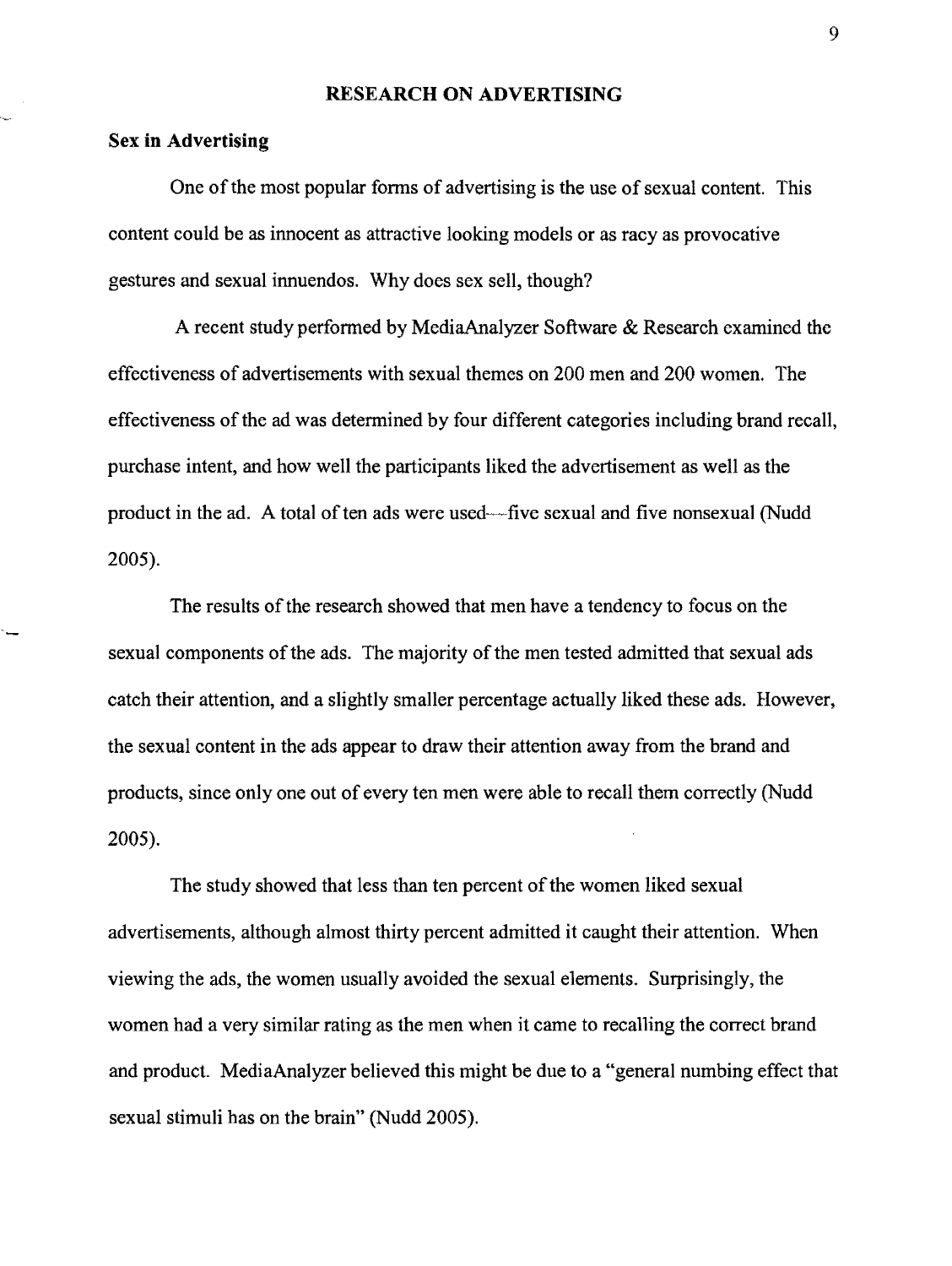## RESEARCH ON ADVERTISING

### Sex in Advertising

One of the most popular forms of advertising is the use of sexual content. This content could be as innocent as attractive looking models or as racy as provocative gestures and sexual innuendos. Why does sex sell, though?

A recent study performed by MediaAnalyzer Software & Research examined the effectiveness of advertisements with sexual themes on 200 men and 200 women. The effectiveness of the ad was determined by four different categories including brand recall, purchase intent, and how well the participants liked the advertisement as well as the product in the ad. A total of ten ads were used—five sexual and five nonsexual (Nudd 2005).

The results of the research showed that men have a tendency to focus on the sexual components of the ads. The majority of the men tested admitted that sexual ads catch their attention, and a slightly smaller percentage actually liked these ads. However, the sexual content in the ads appear to draw their attention away from the brand and products, since only one out of every ten men were able to recall them correctly (Nudd 2005).

The study showed that less than ten percent of the women liked sexual advertisements, although almost thirty percent admitted it caught their attention. When viewing the ads, the women usually avoided the sexual elements. Surprisingly, the women had a very similar rating as the men when it came to recalling the correct brand and product. MediaAnalyzer believed this might be due to a "general numbing effect that sexual stimuli has on the brain" (Nudd 2005).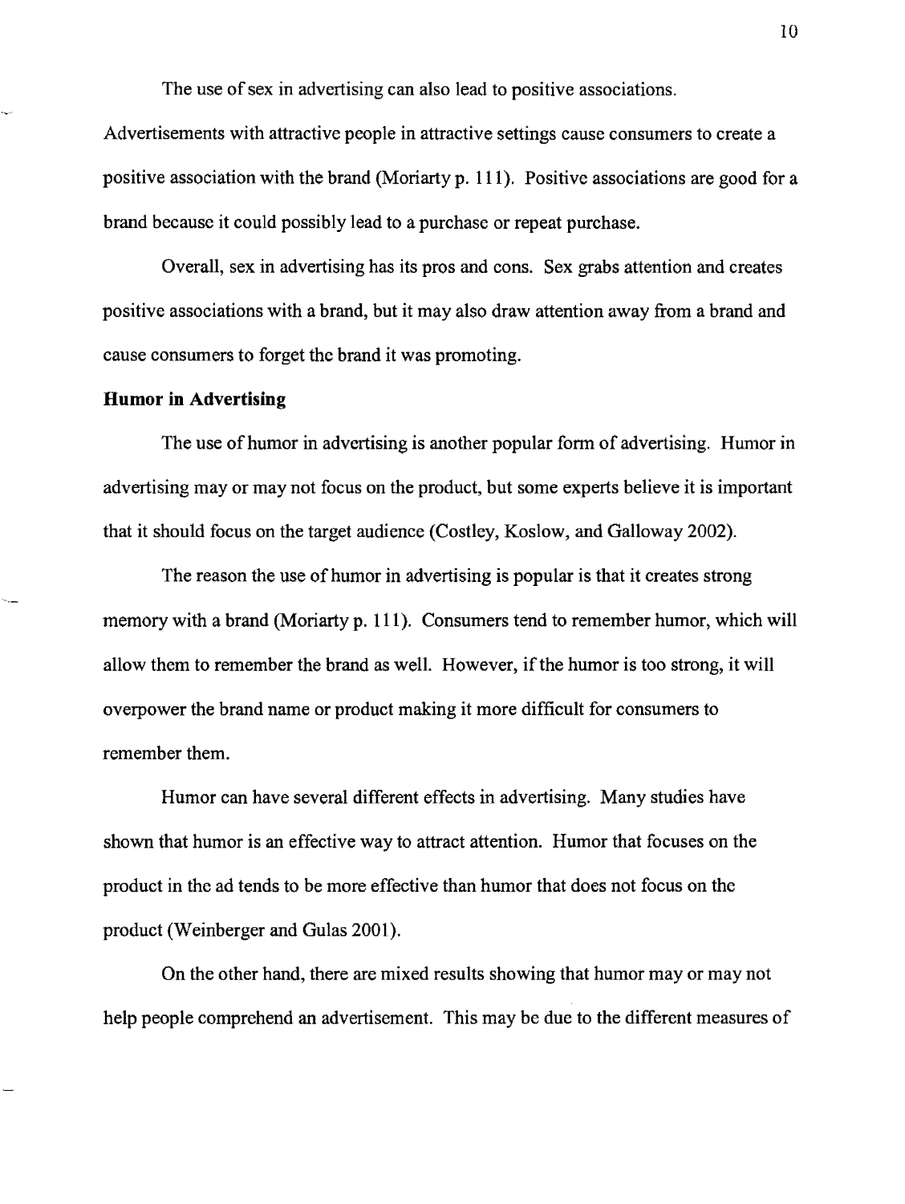The use of sex in advertising can also lead to positive associations. Advertisements with attractive people in attractive settings cause consumers to create a positive association with the brand (Moriarty p. 111). Positive associations are good for a brand because it could possibly lead to a purchase or repeat purchase.

Overall, sex in advertising has its pros and cons. Sex grabs attention and creates positive associations with a brand, but it may also draw attention away from a brand and cause consumers to forget the brand it was promoting.

**Humor in Advertising**

The use of humor in advertising is another popular form of advertising. Humor in advertising may or may not focus on the product, but some experts believe it is important that it should focus on the target audience (Costley, Koslow, and Galloway 2002).

The reason the use of humor in advertising is popular is that it creates strong memory with a brand (Moriarty p. 111). Consumers tend to remember humor, which will allow them to remember the brand as well. However, if the humor is too strong, it will overpower the brand name or product making it more difficult for consumers to remember them.

Humor can have several different effects in advertising. Many studies have shown that humor is an effective way to attract attention. Humor that focuses on the product in the ad tends to be more effective than humor that does not focus on the product (Weinberger and Gulas 2001).

On the other hand, there are mixed results showing that humor may or may not help people comprehend an advertisement. This may be due to the different measures of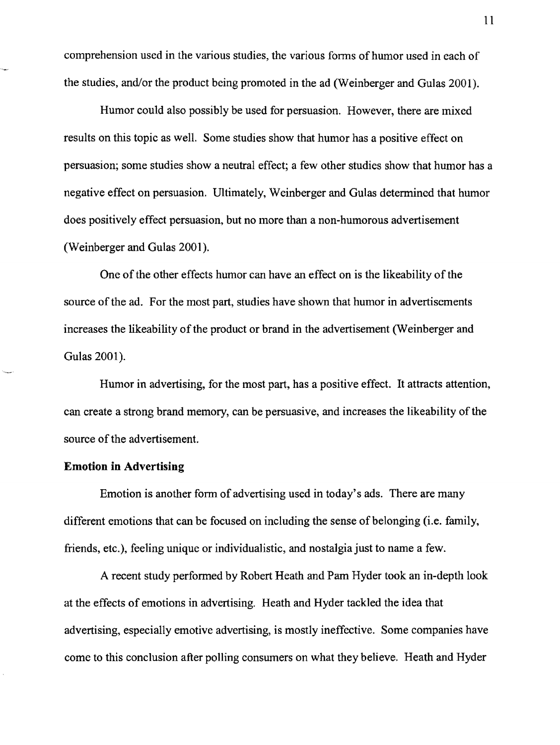comprehension used in the various studies, the various forms of humor used in each of the studies, and/or the product being promoted in the ad (Weinberger and Gulas 2001).

Humor could also possibly be used for persuasion. However, there are mixed results on this topic as well. Some studies show that humor has a positive effect on persuasion; some studies show a neutral effect; a few other studies show that humor has a negative effect on persuasion. Ultimately, Weinberger and Gulas determined that humor does positively effect persuasion, but no more than a non-humorous advertisement (Weinberger and Gulas 2001).

One of the other effects humor can have an effect on is the likeability of the source of the ad. For the most part, studies have shown that humor in advertisements increases the likeability of the product or brand in the advertisement (Weinberger and Gulas 2001).

Humor in advertising, for the most part, has a positive effect. It attracts attention, can create a strong brand memory, can be persuasive, and increases the likeability of the source of the advertisement.

**Emotion in Advertising**

Emotion is another form of advertising used in today's ads. There are many different emotions that can be focused on including the sense of belonging (i.e. family, friends, etc.), feeling unique or individualistic, and nostalgia just to name a few.

A recent study performed by Robert Heath and Pam Hyder took an in-depth look at the effects of emotions in advertising. Heath and Hyder tackled the idea that advertising, especially emotive advertising, is mostly ineffective. Some companies have come to this conclusion after polling consumers on what they believe. Heath and Hyder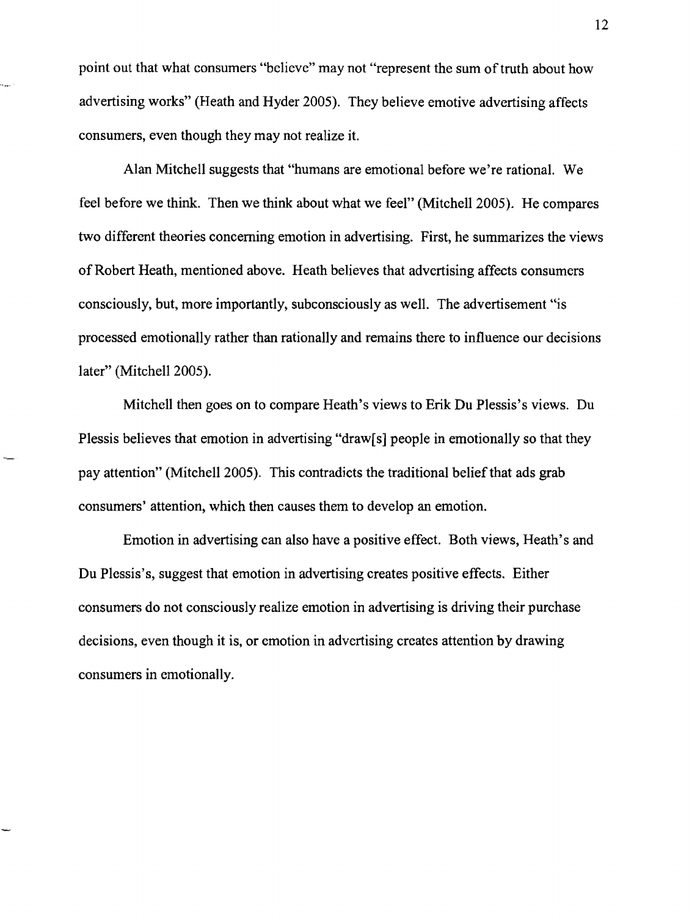point out that what consumers "believe" may not "represent the sum of truth about how advertising works" (Heath and Hyder 2005). They believe emotive advertising affects consumers, even though they may not realize it.

Alan Mitchell suggests that "humans are emotional before we're rational. We feel before we think. Then we think about what we feel" (Mitchell 2005). He compares two different theories concerning emotion in advertising. First, he summarizes the views of Robert Heath, mentioned above. Heath believes that advertising affects consumers consciously, but, more importantly, subconsciously as well. The advertisement "is processed emotionally rather than rationally and remains there to influence our decisions later" (Mitchell 2005).

Mitchell then goes on to compare Heath's views to Erik Du Plessis's views. Du Plessis believes that emotion in advertising "draw[s] people in emotionally so that they pay attention" (Mitchell 2005). This contradicts the traditional belief that ads grab consumers' attention, which then causes them to develop an emotion.

Emotion in advertising can also have a positive effect. Both views, Heath's and Du Plessis's, suggest that emotion in advertising creates positive effects. Either consumers do not consciously realize emotion in advertising is driving their purchase decisions, even though it is, or emotion in advertising creates attention by drawing consumers in emotionally.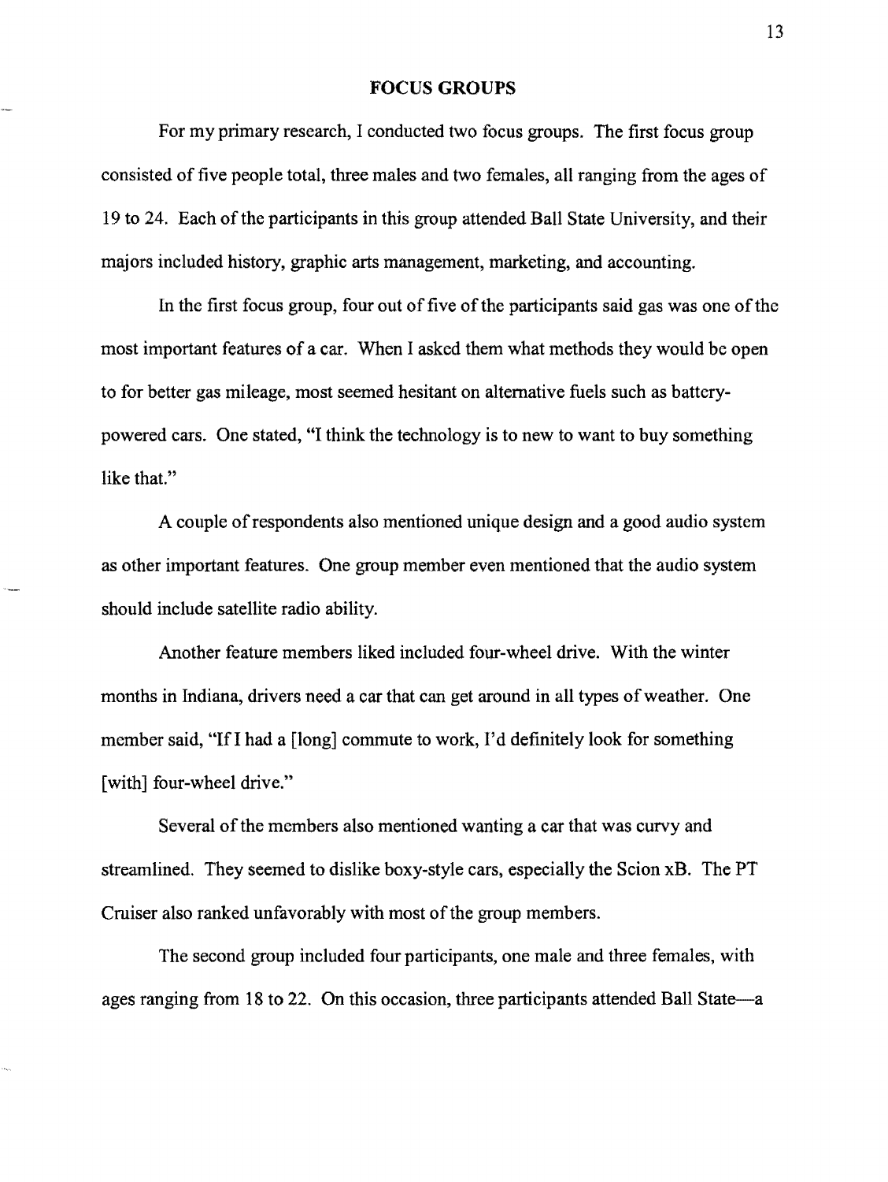## FOCUS GROUPS

For my primary research, I conducted two focus groups. The first focus group consisted of five people total, three males and two females, all ranging from the ages of 19 to 24. Each of the participants in this group attended Ball State University, and their majors included history, graphic arts management, marketing, and accounting.

In the first focus group, four out of five of the participants said gas was one of the most important features of a car. When I asked them what methods they would be open to for better gas mileage, most seemed hesitant on alternative fuels such as battery-powered cars. One stated, "I think the technology is to new to want to buy something like that."

A couple of respondents also mentioned unique design and a good audio system as other important features. One group member even mentioned that the audio system should include satellite radio ability.

Another feature members liked included four-wheel drive. With the winter months in Indiana, drivers need a car that can get around in all types of weather. One member said, "If I had a [long] commute to work, I'd definitely look for something [with] four-wheel drive."

Several of the members also mentioned wanting a car that was curvy and streamlined. They seemed to dislike boxy-style cars, especially the Scion xB. The PT Cruiser also ranked unfavorably with most of the group members.

The second group included four participants, one male and three females, with ages ranging from 18 to 22. On this occasion, three participants attended Ball State—a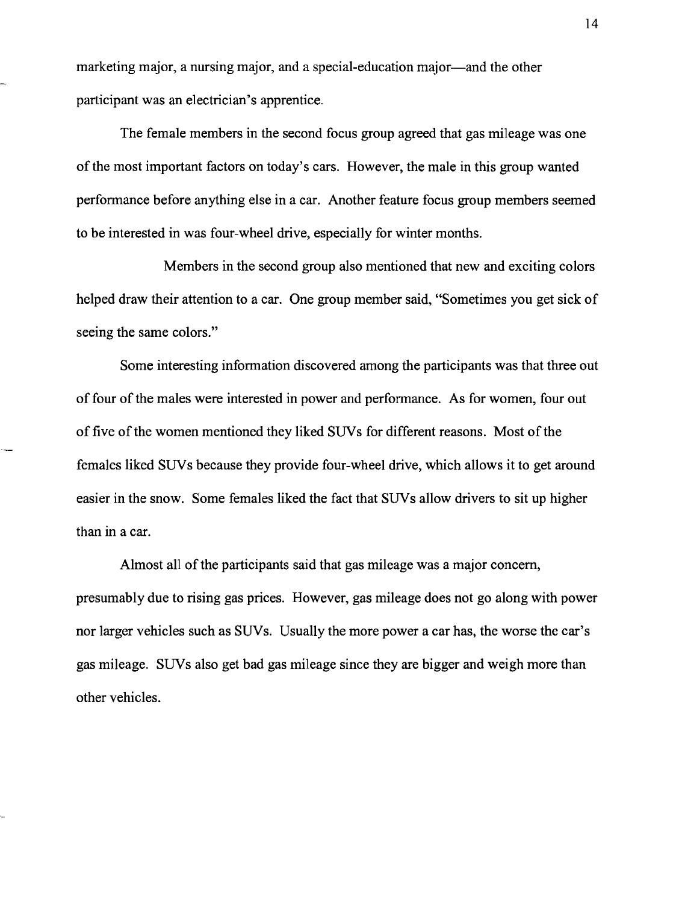marketing major, a nursing major, and a special-education major—and the other participant was an electrician's apprentice.

The female members in the second focus group agreed that gas mileage was one of the most important factors on today's cars. However, the male in this group wanted performance before anything else in a car. Another feature focus group members seemed to be interested in was four-wheel drive, especially for winter months.

Members in the second group also mentioned that new and exciting colors helped draw their attention to a car. One group member said, "Sometimes you get sick of seeing the same colors."

Some interesting information discovered among the participants was that three out of four of the males were interested in power and performance. As for women, four out of five of the women mentioned they liked SUVs for different reasons. Most of the females liked SUVs because they provide four-wheel drive, which allows it to get around easier in the snow. Some females liked the fact that SUVs allow drivers to sit up higher than in a car.

Almost all of the participants said that gas mileage was a major concern, presumably due to rising gas prices. However, gas mileage does not go along with power nor larger vehicles such as SUVs. Usually the more power a car has, the worse the car's gas mileage. SUVs also get bad gas mileage since they are bigger and weigh more than other vehicles.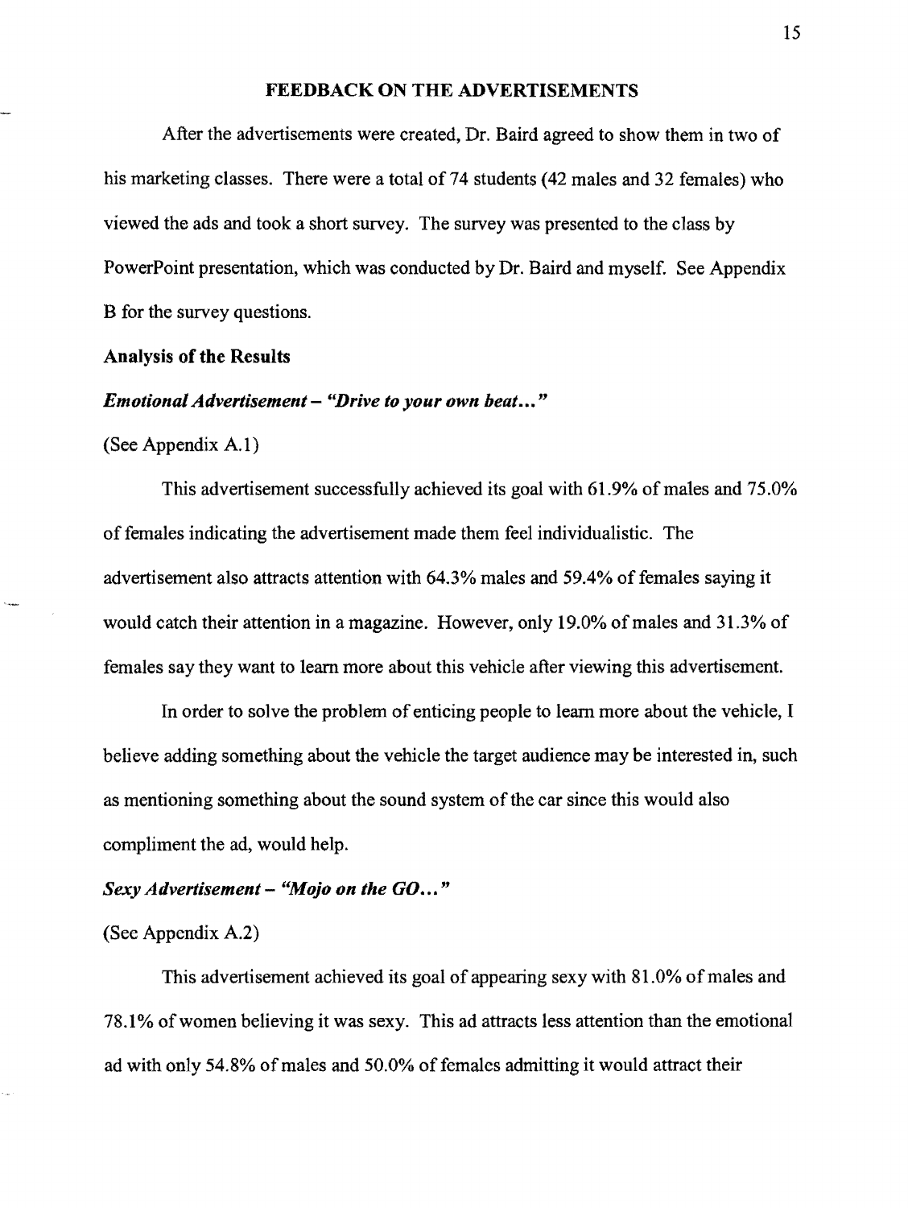## FEEDBACK ON THE ADVERTISEMENTS

After the advertisements were created, Dr. Baird agreed to show them in two of his marketing classes. There were a total of 74 students (42 males and 32 females) who viewed the ads and took a short survey. The survey was presented to the class by PowerPoint presentation, which was conducted by Dr. Baird and myself. See Appendix B for the survey questions.

### Analysis of the Results

#### *Emotional Advertisement – "Drive to your own beat..."*

(See Appendix A.1)

This advertisement successfully achieved its goal with 61.9% of males and 75.0% of females indicating the advertisement made them feel individualistic. The advertisement also attracts attention with 64.3% males and 59.4% of females saying it would catch their attention in a magazine. However, only 19.0% of males and 31.3% of females say they want to learn more about this vehicle after viewing this advertisement.

In order to solve the problem of enticing people to learn more about the vehicle, I believe adding something about the vehicle the target audience may be interested in, such as mentioning something about the sound system of the car since this would also compliment the ad, would help.

#### *Sexy Advertisement – "Mojo on the GO..."*

(See Appendix A.2)

This advertisement achieved its goal of appearing sexy with 81.0% of males and 78.1% of women believing it was sexy. This ad attracts less attention than the emotional ad with only 54.8% of males and 50.0% of females admitting it would attract their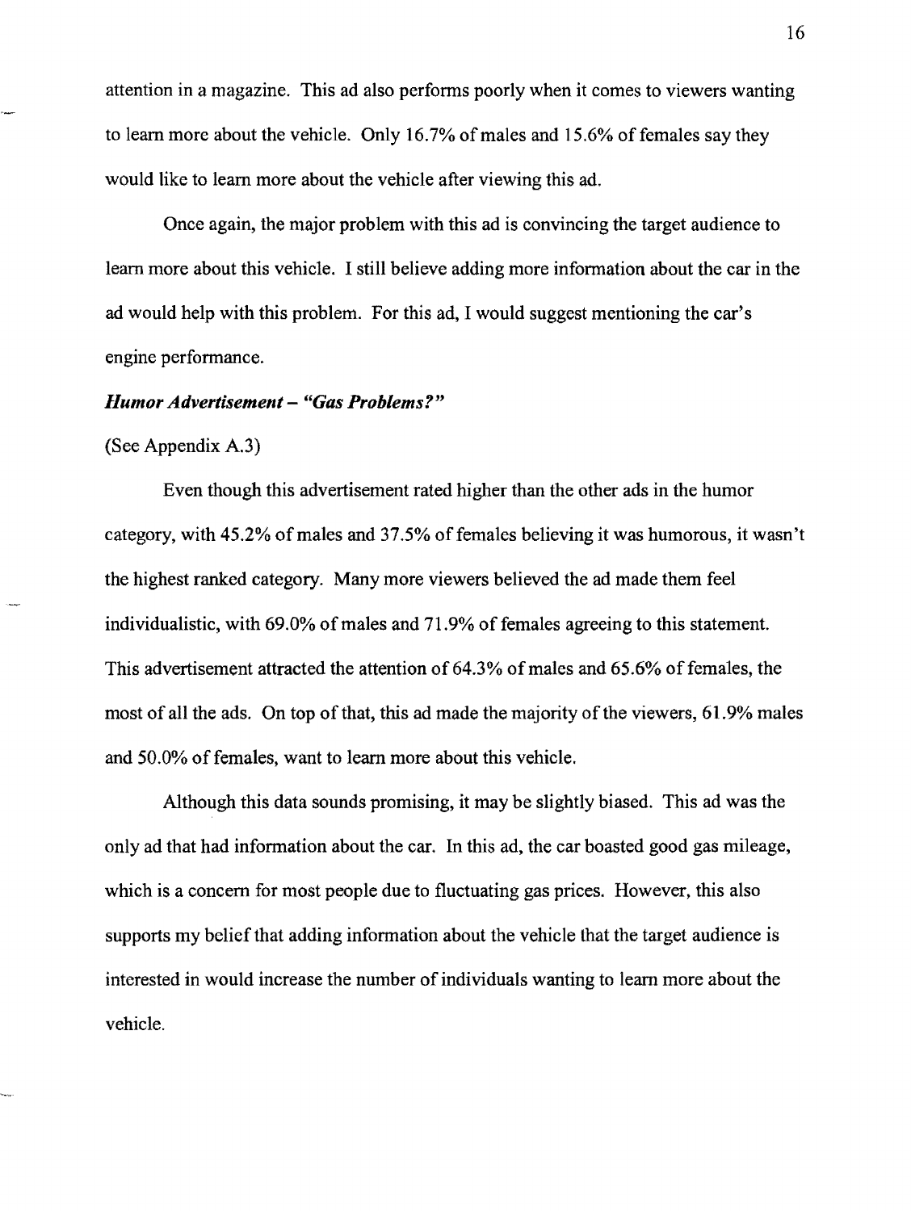attention in a magazine. This ad also performs poorly when it comes to viewers wanting to learn more about the vehicle. Only 16.7% of males and 15.6% of females say they would like to learn more about the vehicle after viewing this ad.

Once again, the major problem with this ad is convincing the target audience to learn more about this vehicle. I still believe adding more information about the car in the ad would help with this problem. For this ad, I would suggest mentioning the car's engine performance.

***Humor Advertisement – "Gas Problems?"***

(See Appendix A.3)

Even though this advertisement rated higher than the other ads in the humor category, with 45.2% of males and 37.5% of females believing it was humorous, it wasn't the highest ranked category. Many more viewers believed the ad made them feel individualistic, with 69.0% of males and 71.9% of females agreeing to this statement. This advertisement attracted the attention of 64.3% of males and 65.6% of females, the most of all the ads. On top of that, this ad made the majority of the viewers, 61.9% males and 50.0% of females, want to learn more about this vehicle.

Although this data sounds promising, it may be slightly biased. This ad was the only ad that had information about the car. In this ad, the car boasted good gas mileage, which is a concern for most people due to fluctuating gas prices. However, this also supports my belief that adding information about the vehicle that the target audience is interested in would increase the number of individuals wanting to learn more about the vehicle.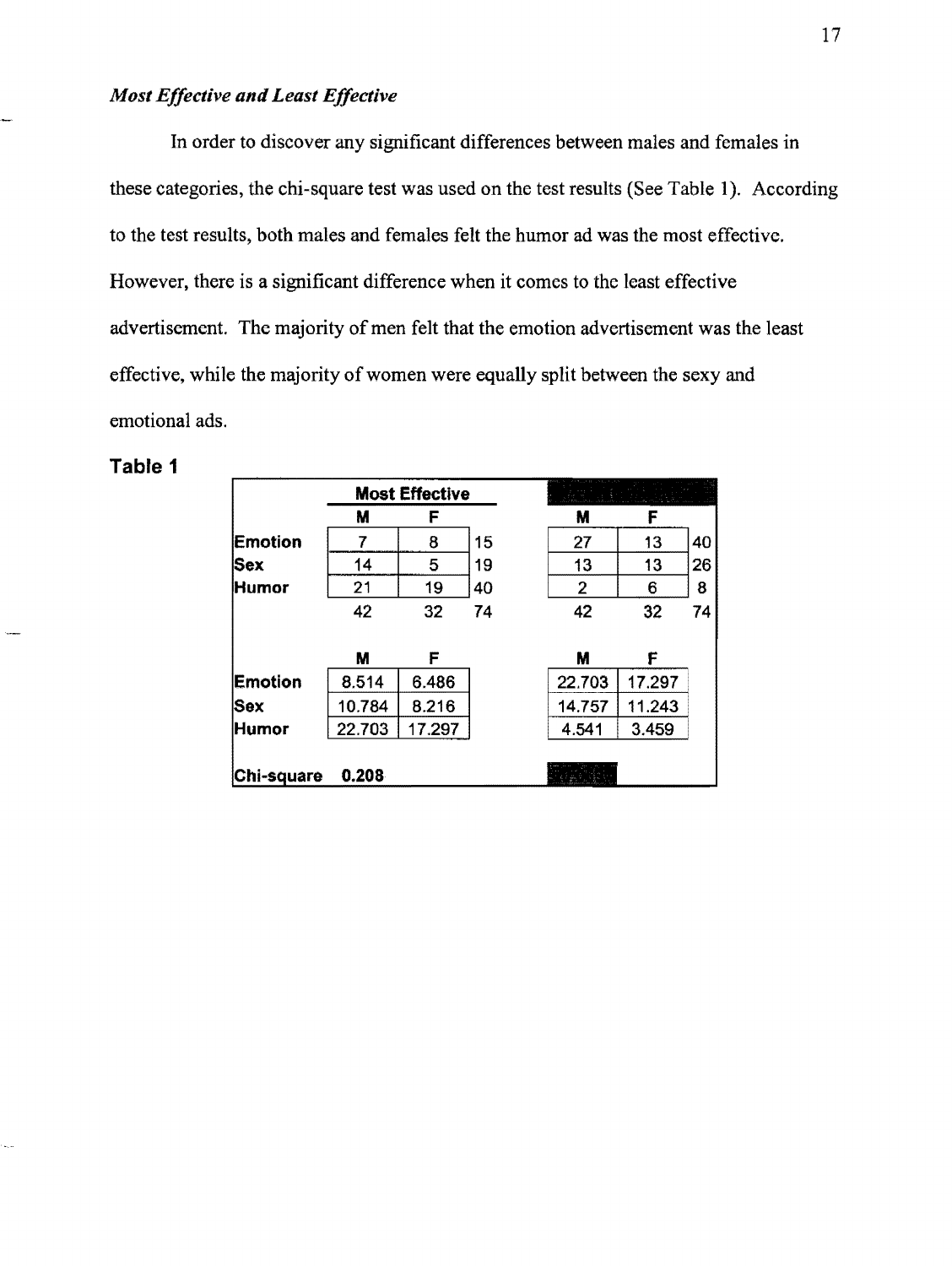*Most Effective and Least Effective*

In order to discover any significant differences between males and females in these categories, the chi-square test was used on the test results (See Table 1). According to the test results, both males and females felt the humor ad was the most effective. However, there is a significant difference when it comes to the least effective advertisement. The majority of men felt that the emotion advertisement was the least effective, while the majority of women were equally split between the sexy and emotional ads.

**Table 1**

| | Most Effective | | | | | | |
|---|---|---|---|---|---|---|---|
| | M | F | | | M | F | |
| Emotion | 7 | 8 | 15 | | 27 | 13 | 40 |
| Sex | 14 | 5 | 19 | | 13 | 13 | 26 |
| Humor | 21 | 19 | 40 | | 2 | 6 | 8 |
| | 42 | 32 | 74 | | 42 | 32 | 74 |
| | M | F | | | M | F | |
| Emotion | 8.514 | 6.486 | | | 22.703 | 17.297 | |
| Sex | 10.784 | 8.216 | | | 14.757 | 11.243 | |
| Humor | 22.703 | 17.297 | | | 4.541 | 3.459 | |
| Chi-square | 0.208 | | | | | | |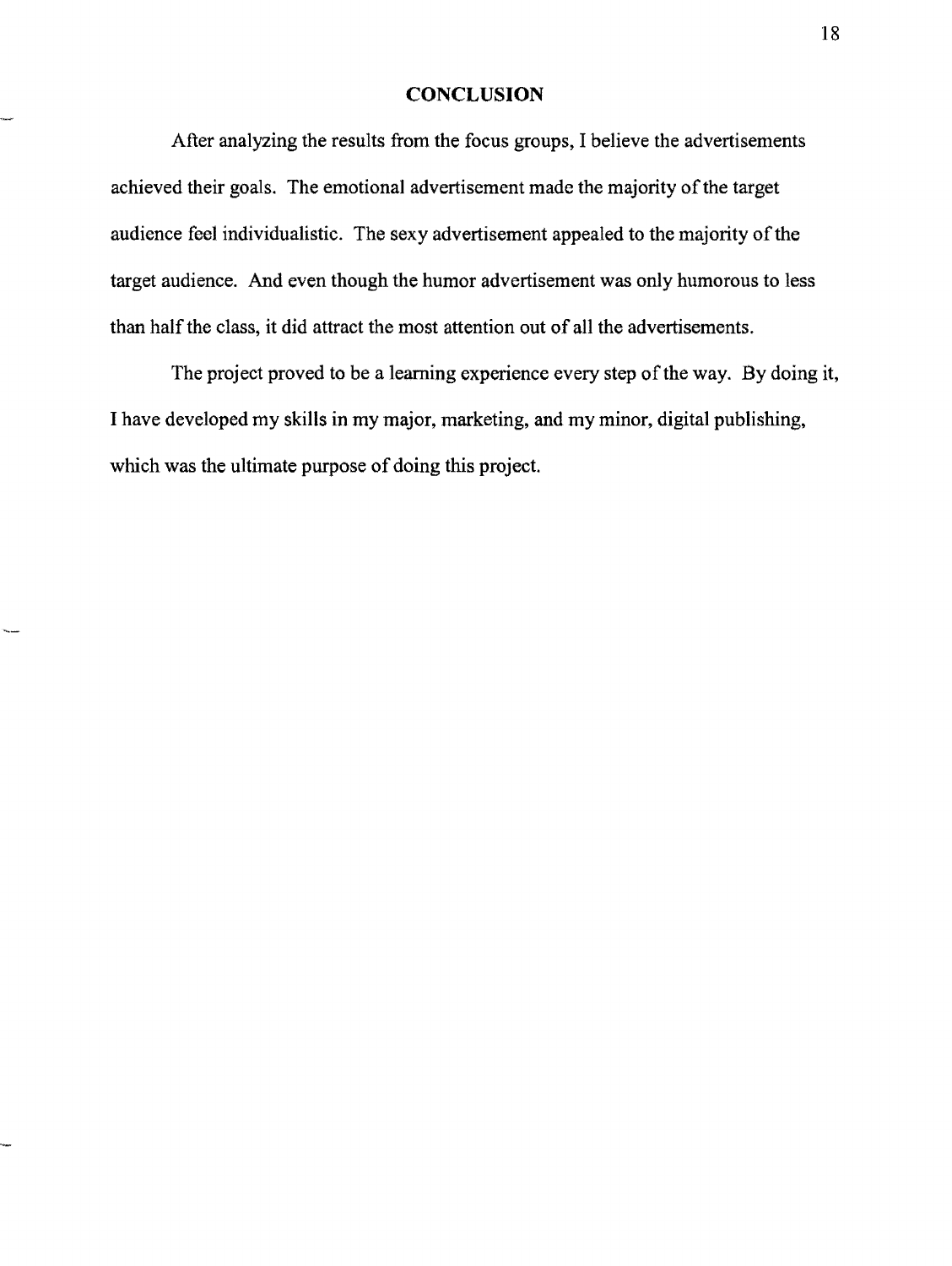# CONCLUSION

After analyzing the results from the focus groups, I believe the advertisements achieved their goals. The emotional advertisement made the majority of the target audience feel individualistic. The sexy advertisement appealed to the majority of the target audience. And even though the humor advertisement was only humorous to less than half the class, it did attract the most attention out of all the advertisements.

The project proved to be a learning experience every step of the way. By doing it, I have developed my skills in my major, marketing, and my minor, digital publishing, which was the ultimate purpose of doing this project.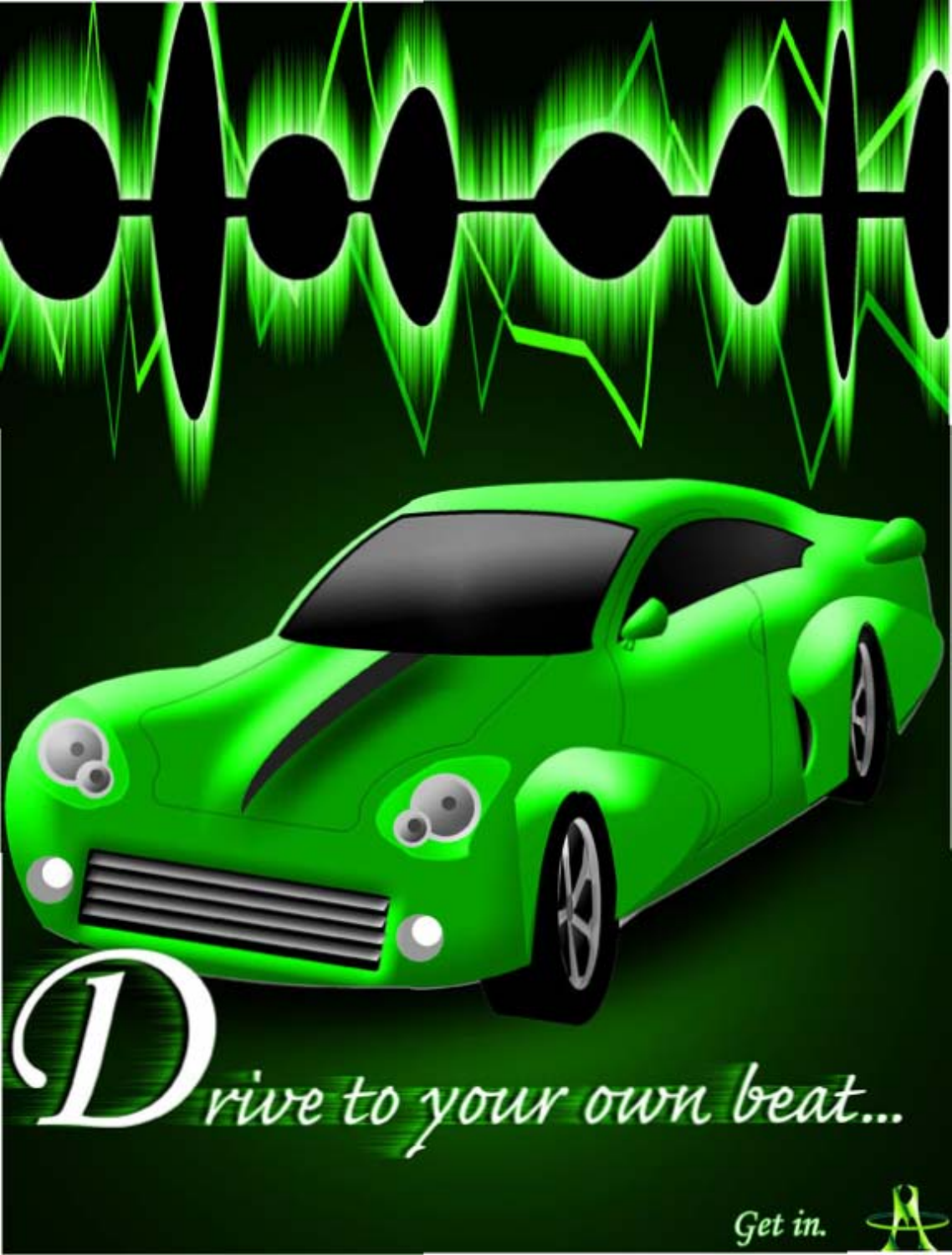Drive to your own beat...

Get in.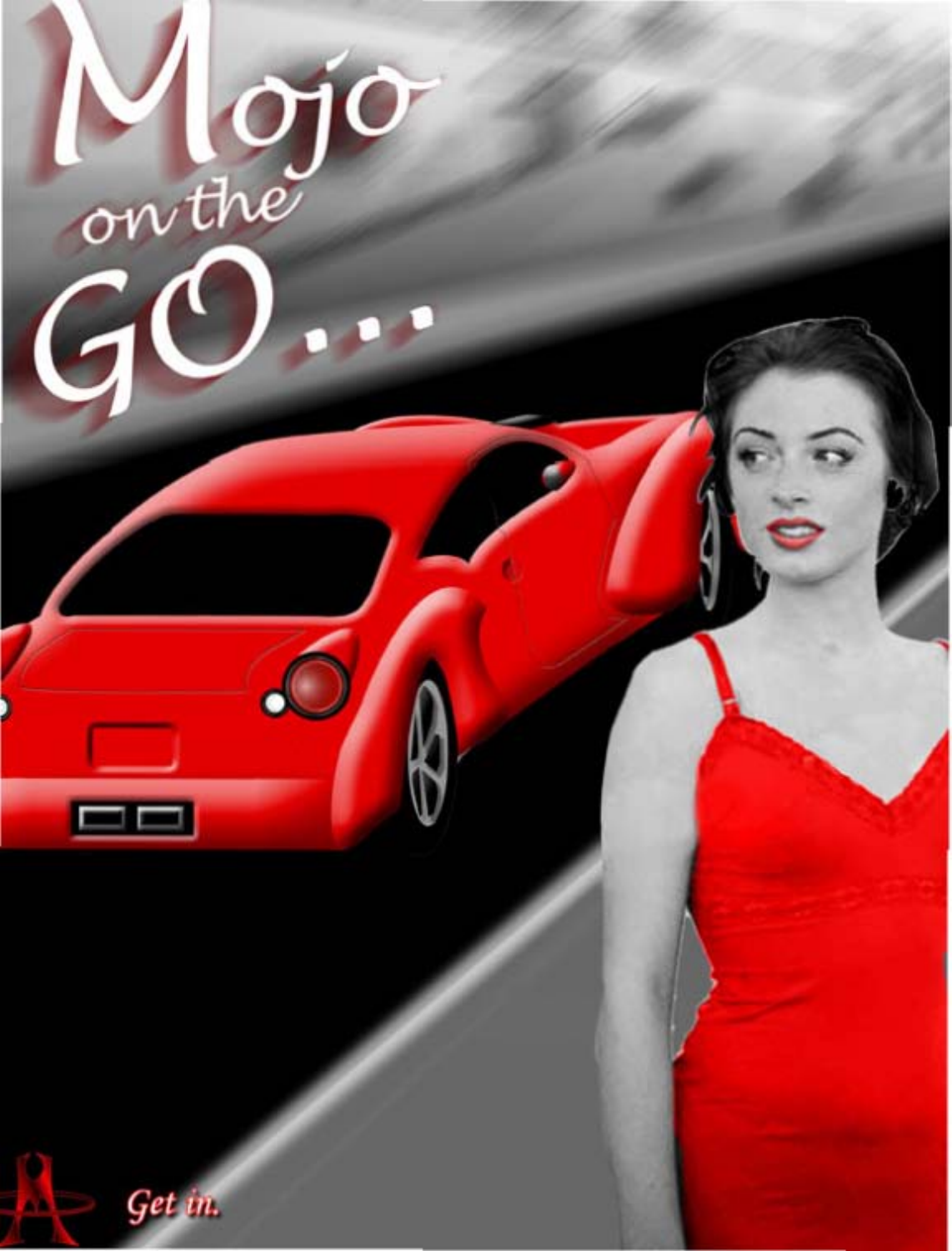# Mojo on the GO...

*Get in.*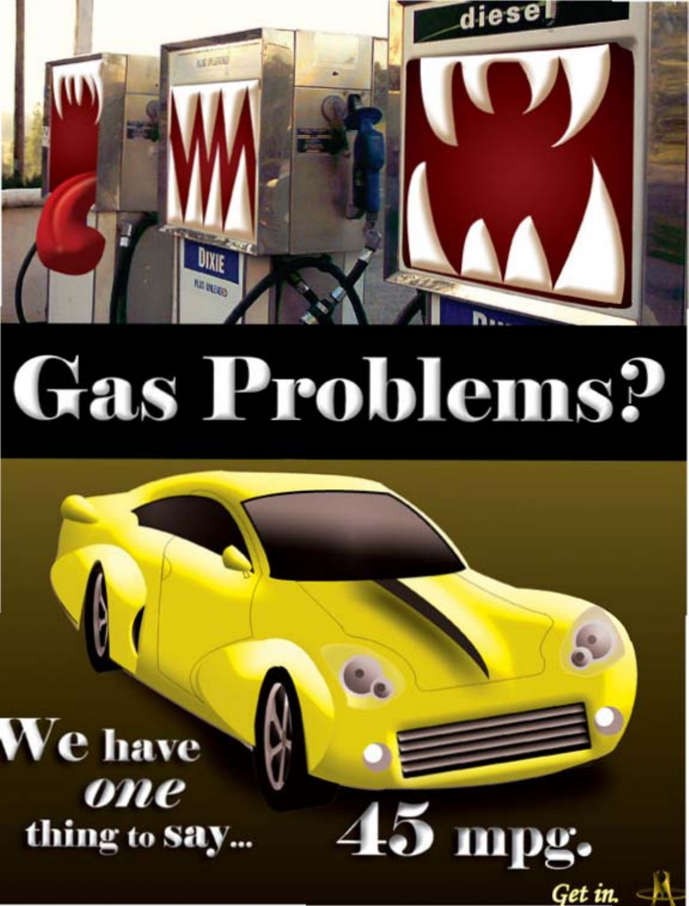# Gas Problems?

We have *one* thing to say...

45 mpg.

*Get in.*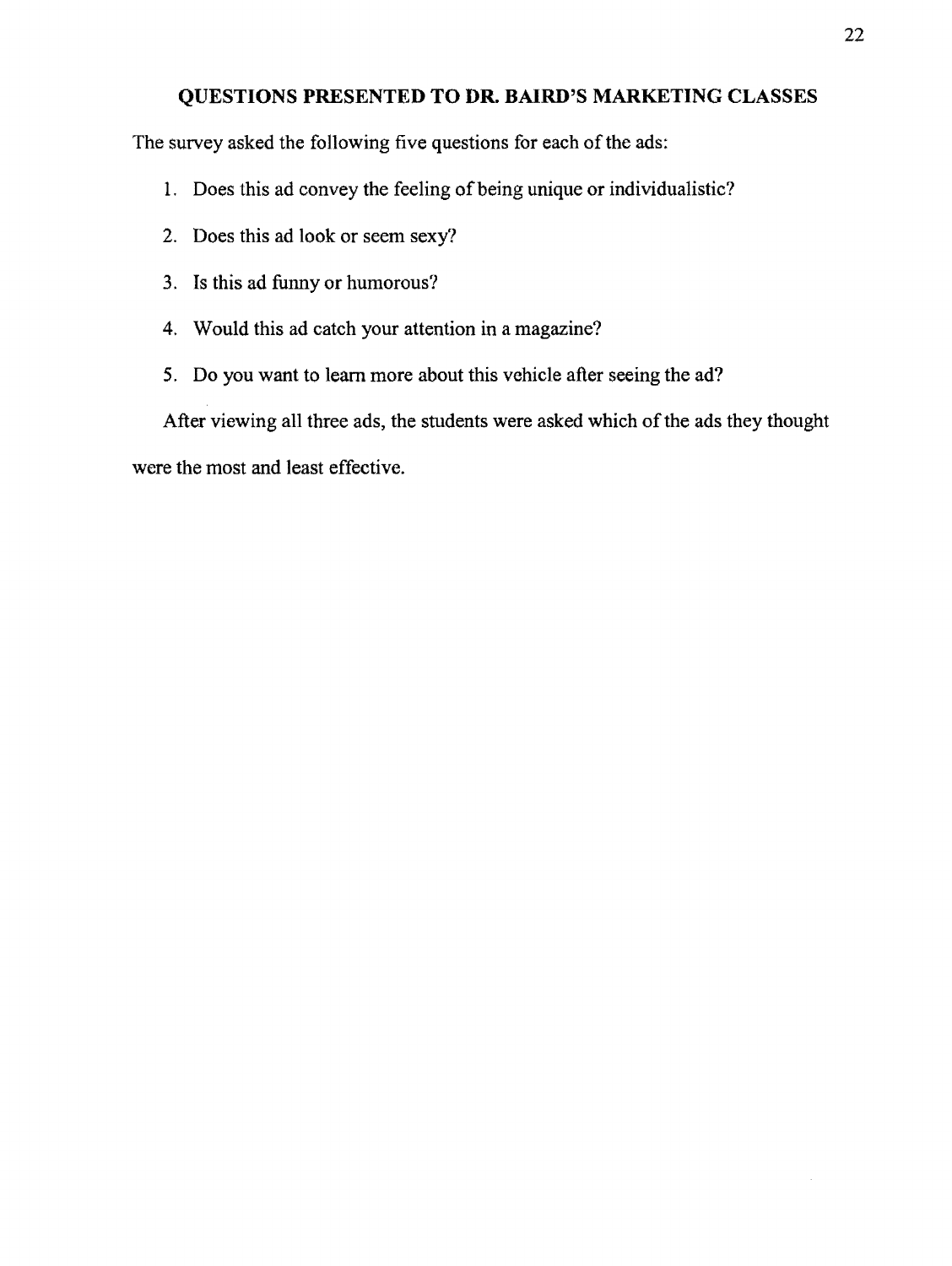## QUESTIONS PRESENTED TO DR. BAIRD'S MARKETING CLASSES

The survey asked the following five questions for each of the ads:

1. Does this ad convey the feeling of being unique or individualistic?
2. Does this ad look or seem sexy?
3. Is this ad funny or humorous?
4. Would this ad catch your attention in a magazine?
5. Do you want to learn more about this vehicle after seeing the ad?

After viewing all three ads, the students were asked which of the ads they thought were the most and least effective.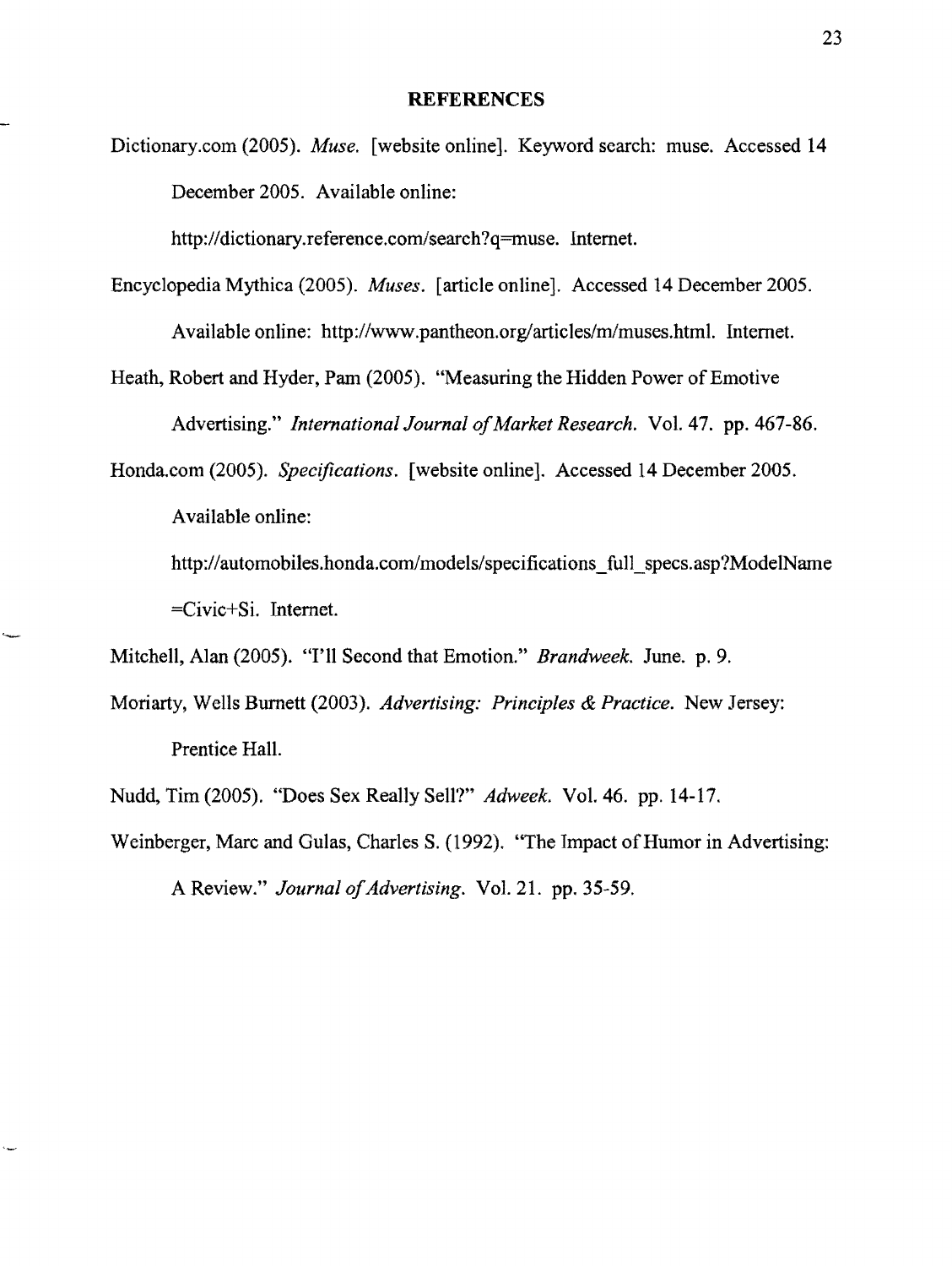## REFERENCES

Dictionary.com (2005). *Muse.* [website online]. Keyword search: muse. Accessed 14 December 2005. Available online: http://dictionary.reference.com/search?q=muse. Internet.

Encyclopedia Mythica (2005). *Muses.* [article online]. Accessed 14 December 2005. Available online: http://www.pantheon.org/articles/m/muses.html. Internet.

Heath, Robert and Hyder, Pam (2005). "Measuring the Hidden Power of Emotive Advertising." *International Journal of Market Research.* Vol. 47. pp. 467-86.

Honda.com (2005). *Specifications.* [website online]. Accessed 14 December 2005. Available online: http://automobiles.honda.com/models/specifications_full_specs.asp?ModelName=Civic+Si. Internet.

Mitchell, Alan (2005). "I'll Second that Emotion." *Brandweek.* June. p. 9.

Moriarty, Wells Burnett (2003). *Advertising: Principles & Practice.* New Jersey: Prentice Hall.

Nudd, Tim (2005). "Does Sex Really Sell?" *Adweek.* Vol. 46. pp. 14-17.

Weinberger, Marc and Gulas, Charles S. (1992). "The Impact of Humor in Advertising: A Review." *Journal of Advertising.* Vol. 21. pp. 35-59.